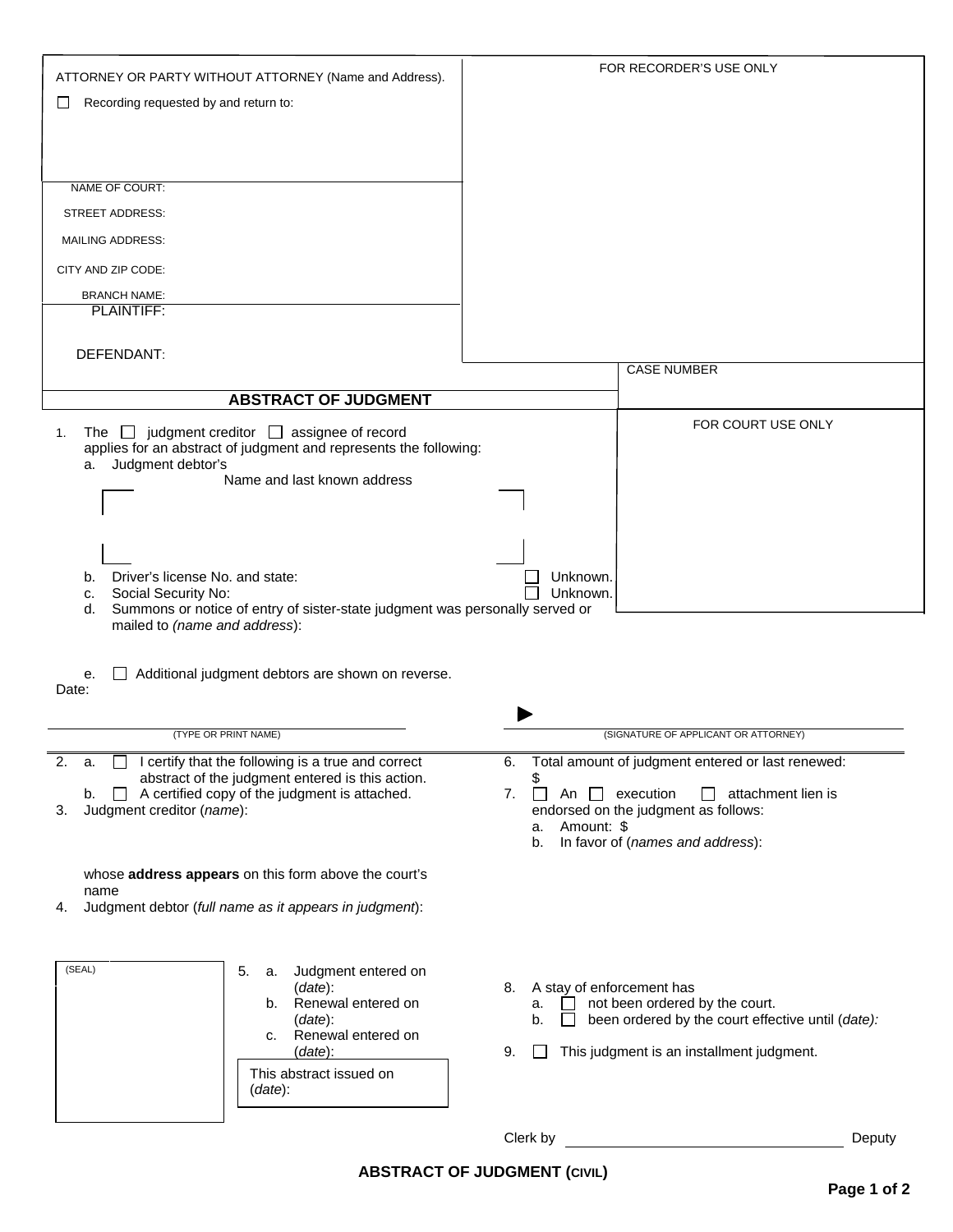ATTORNEY OR PARTY WITHOUT ATTORNEY (Name and Address).

☐ Recording requested by and return to:

FOR RECORDER'S USE ONLY

NAME OF COURT:

STREET ADDRESS:

MAILING ADDRESS:

CITY AND ZIP CODE:

BRANCH NAME:

PLAINTIFF:

DEFENDANT:

CASE NUMBER

## ABSTRACT OF JUDGMENT

FOR COURT USE ONLY

1. The ☐ judgment creditor ☐ assignee of record applies for an abstract of judgment and represents the following:
   a. Judgment debtor's
      Name and last known address

   b. Driver's license No. and state: ☐ Unknown.
   c. Social Security No: ☐ Unknown.
   d. Summons or notice of entry of sister-state judgment was personally served or mailed to *(name and address)*:

   e. ☐ Additional judgment debtors are shown on reverse.

Date:

(TYPE OR PRINT NAME) ▶ (SIGNATURE OF APPLICANT OR ATTORNEY)

2. a. ☐ I certify that the following is a true and correct abstract of the judgment entered is this action.
   b. ☐ A certified copy of the judgment is attached.
3. Judgment creditor (*name*):

   whose **address appears** on this form above the court's name
4. Judgment debtor (*full name as it appears in judgment*):

(SEAL)

5. a. Judgment entered on (*date*):
   b. Renewal entered on (*date*):
   c. Renewal entered on (*date*):

This abstract issued on (*date*):

6. Total amount of judgment entered or last renewed:
   $
7. ☐ An ☐ execution ☐ attachment lien is endorsed on the judgment as follows:
   a. Amount: $
   b. In favor of (*names and address*):

8. A stay of enforcement has
   a. ☐ not been ordered by the court.
   b. ☐ been ordered by the court effective until (*date):*
9. ☐ This judgment is an installment judgment.

Clerk by ______________________ Deputy

**ABSTRACT OF JUDGMENT (CIVIL)**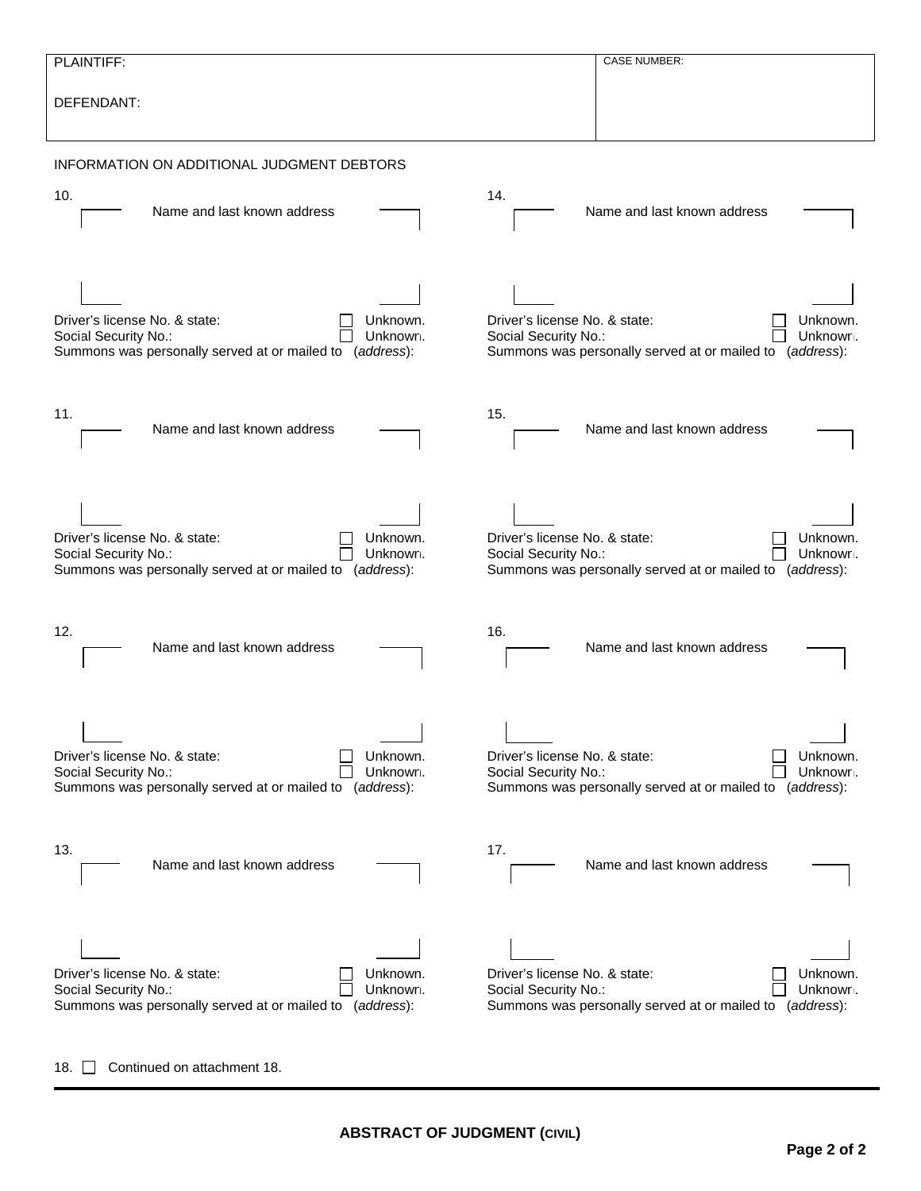| PLAINTIFF: | CASE NUMBER: |
| --- | --- |
| DEFENDANT: | |

INFORMATION ON ADDITIONAL JUDGMENT DEBTORS

10. Name and last known address

Driver's license No. & state: ☐ Unknown.
Social Security No.: ☐ Unknown.
Summons was personally served at or mailed to (*address*):

11. Name and last known address

Driver's license No. & state: ☐ Unknown.
Social Security No.: ☐ Unknown.
Summons was personally served at or mailed to (*address*):

12. Name and last known address

Driver's license No. & state: ☐ Unknown.
Social Security No.: ☐ Unknown.
Summons was personally served at or mailed to (*address*):

13. Name and last known address

Driver's license No. & state: ☐ Unknown.
Social Security No.: ☐ Unknown.
Summons was personally served at or mailed to (*address*):

14. Name and last known address

Driver's license No. & state: ☐ Unknown.
Social Security No.: ☐ Unknown.
Summons was personally served at or mailed to (*address*):

15. Name and last known address

Driver's license No. & state: ☐ Unknown.
Social Security No.: ☐ Unknown.
Summons was personally served at or mailed to (*address*):

16. Name and last known address

Driver's license No. & state: ☐ Unknown.
Social Security No.: ☐ Unknown.
Summons was personally served at or mailed to (*address*):

17. Name and last known address

Driver's license No. & state: ☐ Unknown.
Social Security No.: ☐ Unknown.
Summons was personally served at or mailed to (*address*):

18. ☐ Continued on attachment 18.

**ABSTRACT OF JUDGMENT (CIVIL)**